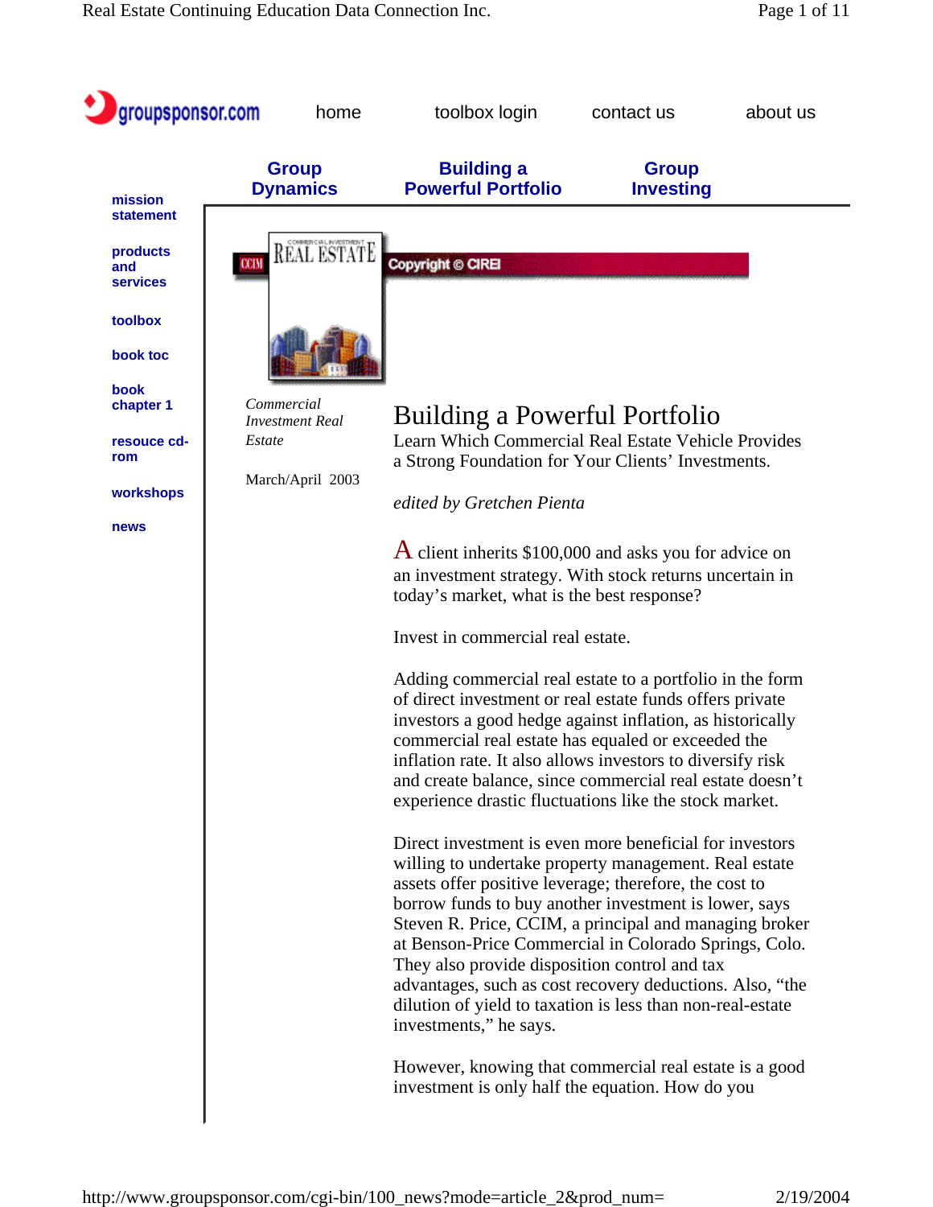groupsponsor.com

home | toolbox login | contact us | about us

**Group Dynamics** | **Building a Powerful Portfolio** | **Group Investing**

- **mission statement**
- **products and services**
- **toolbox**
- **book toc**
- **book chapter 1**
- **resouce cd-rom**
- **workshops**
- **news**

Copyright © CIREI

*Commercial Investment Real Estate*

March/April 2003

# Building a Powerful Portfolio

Learn Which Commercial Real Estate Vehicle Provides a Strong Foundation for Your Clients' Investments.

*edited by Gretchen Pienta*

A client inherits $100,000 and asks you for advice on an investment strategy. With stock returns uncertain in today's market, what is the best response?

Invest in commercial real estate.

Adding commercial real estate to a portfolio in the form of direct investment or real estate funds offers private investors a good hedge against inflation, as historically commercial real estate has equaled or exceeded the inflation rate. It also allows investors to diversify risk and create balance, since commercial real estate doesn't experience drastic fluctuations like the stock market.

Direct investment is even more beneficial for investors willing to undertake property management. Real estate assets offer positive leverage; therefore, the cost to borrow funds to buy another investment is lower, says Steven R. Price, CCIM, a principal and managing broker at Benson-Price Commercial in Colorado Springs, Colo. They also provide disposition control and tax advantages, such as cost recovery deductions. Also, "the dilution of yield to taxation is less than non-real-estate investments," he says.

However, knowing that commercial real estate is a good investment is only half the equation. How do you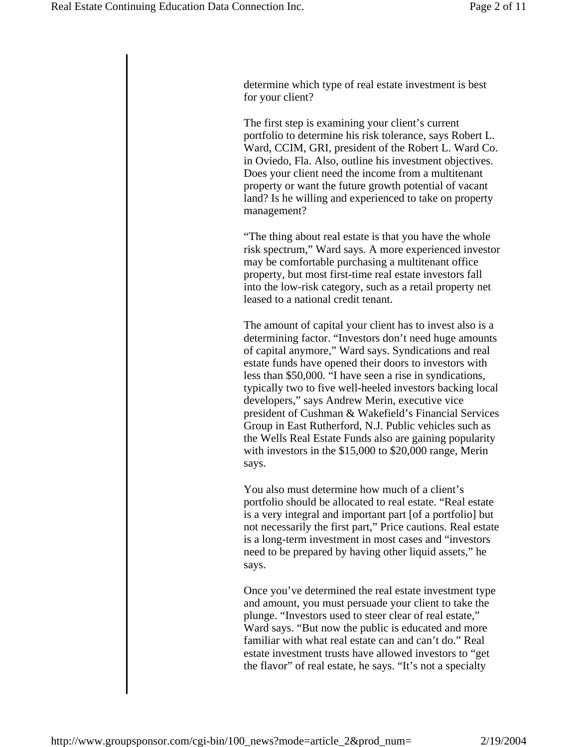determine which type of real estate investment is best for your client?

The first step is examining your client's current portfolio to determine his risk tolerance, says Robert L. Ward, CCIM, GRI, president of the Robert L. Ward Co. in Oviedo, Fla. Also, outline his investment objectives. Does your client need the income from a multitenant property or want the future growth potential of vacant land? Is he willing and experienced to take on property management?

"The thing about real estate is that you have the whole risk spectrum," Ward says. A more experienced investor may be comfortable purchasing a multitenant office property, but most first-time real estate investors fall into the low-risk category, such as a retail property net leased to a national credit tenant.

The amount of capital your client has to invest also is a determining factor. "Investors don't need huge amounts of capital anymore," Ward says. Syndications and real estate funds have opened their doors to investors with less than $50,000. "I have seen a rise in syndications, typically two to five well-heeled investors backing local developers," says Andrew Merin, executive vice president of Cushman & Wakefield's Financial Services Group in East Rutherford, N.J. Public vehicles such as the Wells Real Estate Funds also are gaining popularity with investors in the $15,000 to $20,000 range, Merin says.

You also must determine how much of a client's portfolio should be allocated to real estate. "Real estate is a very integral and important part [of a portfolio] but not necessarily the first part," Price cautions. Real estate is a long-term investment in most cases and "investors need to be prepared by having other liquid assets," he says.

Once you've determined the real estate investment type and amount, you must persuade your client to take the plunge. "Investors used to steer clear of real estate," Ward says. "But now the public is educated and more familiar with what real estate can and can't do." Real estate investment trusts have allowed investors to "get the flavor" of real estate, he says. "It's not a specialty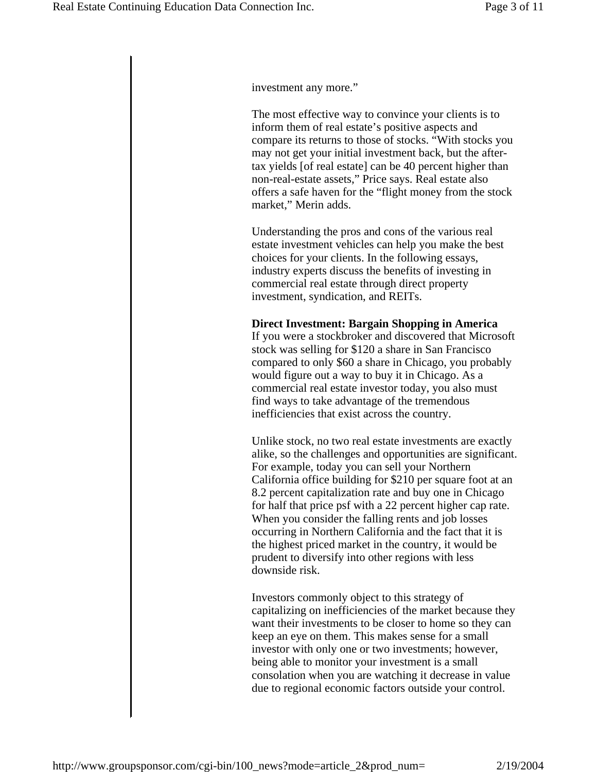investment any more."

The most effective way to convince your clients is to inform them of real estate's positive aspects and compare its returns to those of stocks. "With stocks you may not get your initial investment back, but the after-tax yields [of real estate] can be 40 percent higher than non-real-estate assets," Price says. Real estate also offers a safe haven for the "flight money from the stock market," Merin adds.

Understanding the pros and cons of the various real estate investment vehicles can help you make the best choices for your clients. In the following essays, industry experts discuss the benefits of investing in commercial real estate through direct property investment, syndication, and REITs.

**Direct Investment: Bargain Shopping in America**

If you were a stockbroker and discovered that Microsoft stock was selling for $120 a share in San Francisco compared to only $60 a share in Chicago, you probably would figure out a way to buy it in Chicago. As a commercial real estate investor today, you also must find ways to take advantage of the tremendous inefficiencies that exist across the country.

Unlike stock, no two real estate investments are exactly alike, so the challenges and opportunities are significant. For example, today you can sell your Northern California office building for $210 per square foot at an 8.2 percent capitalization rate and buy one in Chicago for half that price psf with a 22 percent higher cap rate. When you consider the falling rents and job losses occurring in Northern California and the fact that it is the highest priced market in the country, it would be prudent to diversify into other regions with less downside risk.

Investors commonly object to this strategy of capitalizing on inefficiencies of the market because they want their investments to be closer to home so they can keep an eye on them. This makes sense for a small investor with only one or two investments; however, being able to monitor your investment is a small consolation when you are watching it decrease in value due to regional economic factors outside your control.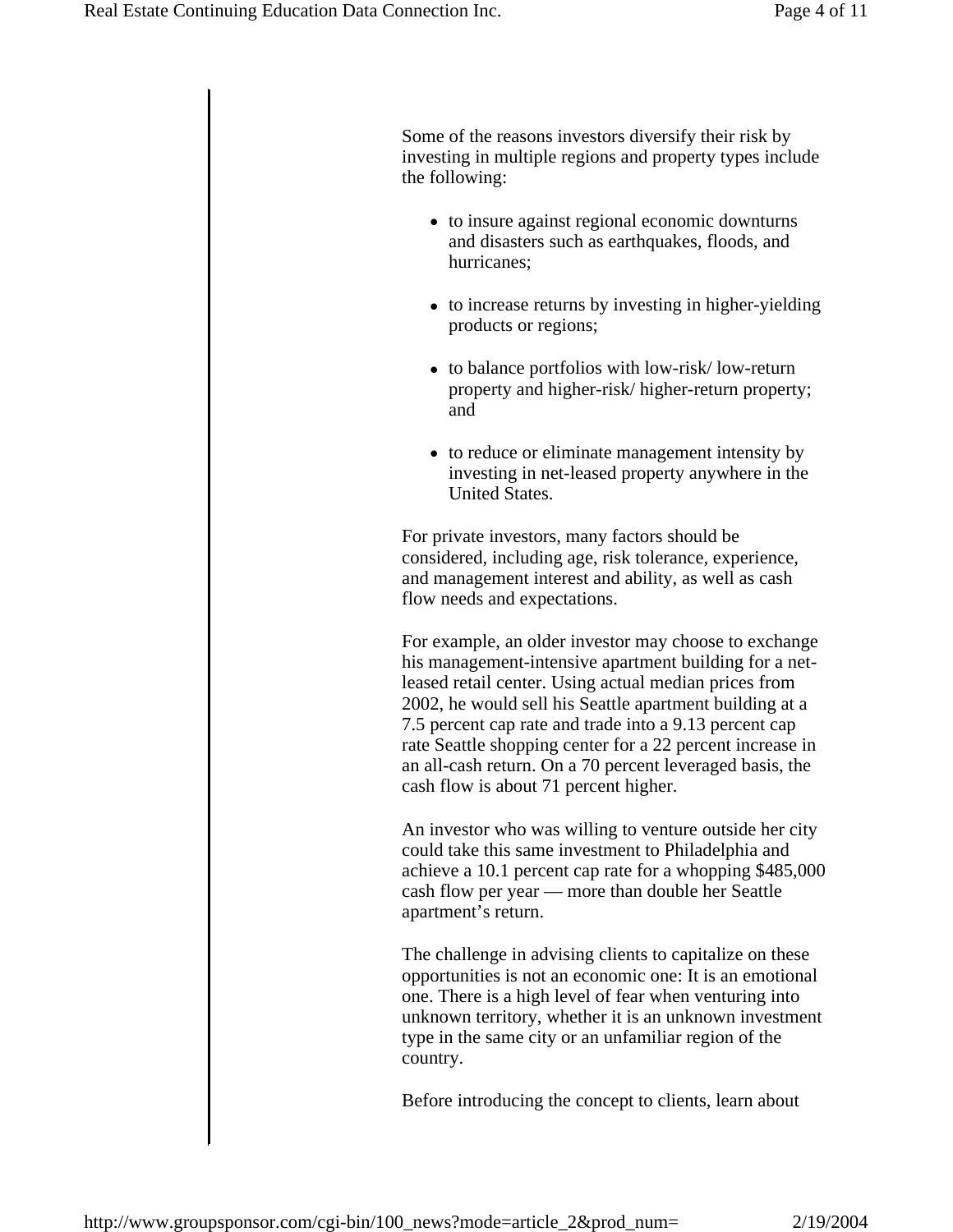Some of the reasons investors diversify their risk by investing in multiple regions and property types include the following:

- to insure against regional economic downturns and disasters such as earthquakes, floods, and hurricanes;
- to increase returns by investing in higher-yielding products or regions;
- to balance portfolios with low-risk/ low-return property and higher-risk/ higher-return property; and
- to reduce or eliminate management intensity by investing in net-leased property anywhere in the United States.

For private investors, many factors should be considered, including age, risk tolerance, experience, and management interest and ability, as well as cash flow needs and expectations.

For example, an older investor may choose to exchange his management-intensive apartment building for a net-leased retail center. Using actual median prices from 2002, he would sell his Seattle apartment building at a 7.5 percent cap rate and trade into a 9.13 percent cap rate Seattle shopping center for a 22 percent increase in an all-cash return. On a 70 percent leveraged basis, the cash flow is about 71 percent higher.

An investor who was willing to venture outside her city could take this same investment to Philadelphia and achieve a 10.1 percent cap rate for a whopping $485,000 cash flow per year — more than double her Seattle apartment's return.

The challenge in advising clients to capitalize on these opportunities is not an economic one: It is an emotional one. There is a high level of fear when venturing into unknown territory, whether it is an unknown investment type in the same city or an unfamiliar region of the country.

Before introducing the concept to clients, learn about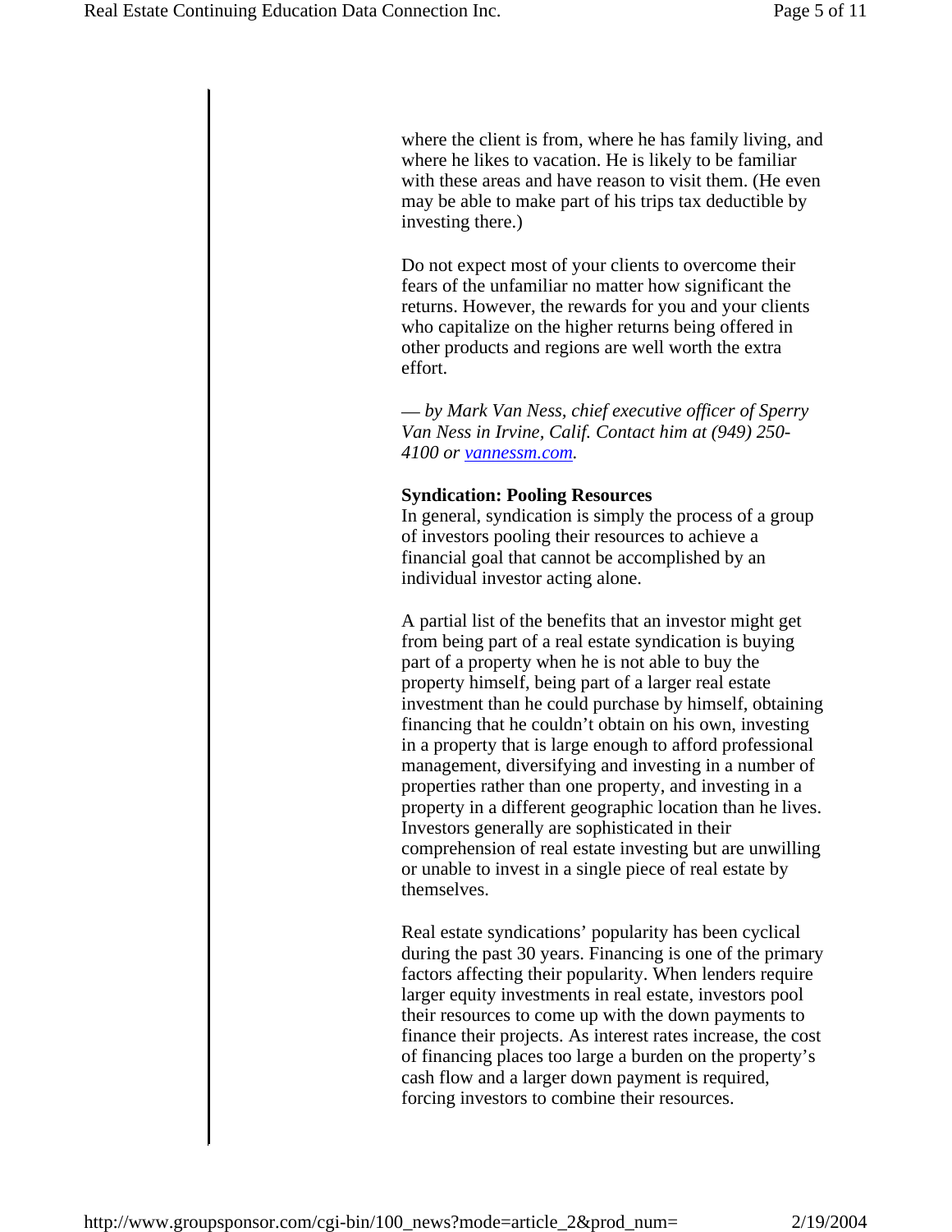where the client is from, where he has family living, and where he likes to vacation. He is likely to be familiar with these areas and have reason to visit them. (He even may be able to make part of his trips tax deductible by investing there.)

Do not expect most of your clients to overcome their fears of the unfamiliar no matter how significant the returns. However, the rewards for you and your clients who capitalize on the higher returns being offered in other products and regions are well worth the extra effort.

*— by Mark Van Ness, chief executive officer of Sperry Van Ness in Irvine, Calif. Contact him at (949) 250-4100 or [vannessm.com](vannessm.com).*

**Syndication: Pooling Resources**

In general, syndication is simply the process of a group of investors pooling their resources to achieve a financial goal that cannot be accomplished by an individual investor acting alone.

A partial list of the benefits that an investor might get from being part of a real estate syndication is buying part of a property when he is not able to buy the property himself, being part of a larger real estate investment than he could purchase by himself, obtaining financing that he couldn't obtain on his own, investing in a property that is large enough to afford professional management, diversifying and investing in a number of properties rather than one property, and investing in a property in a different geographic location than he lives. Investors generally are sophisticated in their comprehension of real estate investing but are unwilling or unable to invest in a single piece of real estate by themselves.

Real estate syndications' popularity has been cyclical during the past 30 years. Financing is one of the primary factors affecting their popularity. When lenders require larger equity investments in real estate, investors pool their resources to come up with the down payments to finance their projects. As interest rates increase, the cost of financing places too large a burden on the property's cash flow and a larger down payment is required, forcing investors to combine their resources.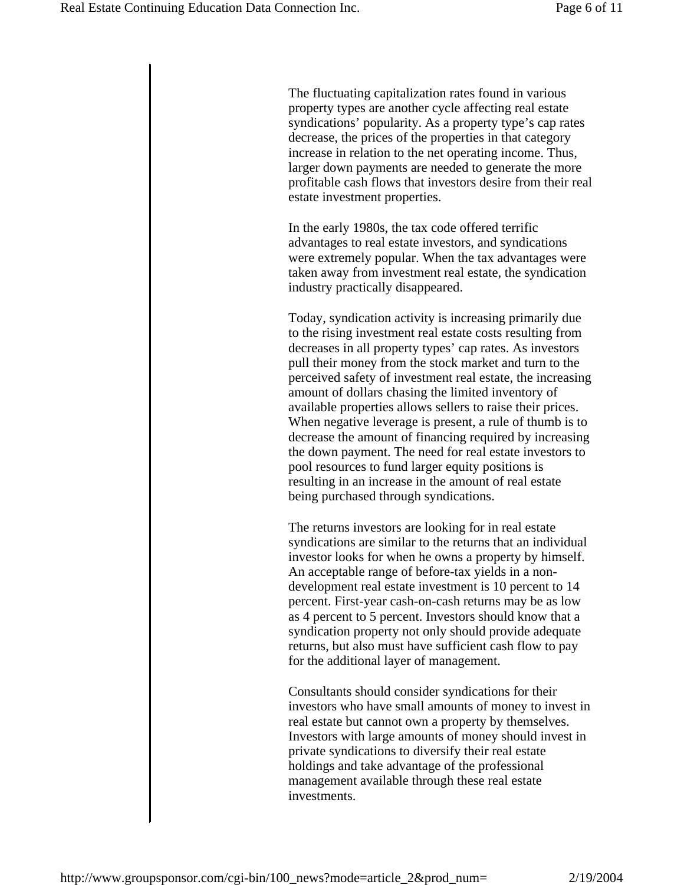The fluctuating capitalization rates found in various property types are another cycle affecting real estate syndications' popularity. As a property type's cap rates decrease, the prices of the properties in that category increase in relation to the net operating income. Thus, larger down payments are needed to generate the more profitable cash flows that investors desire from their real estate investment properties.

In the early 1980s, the tax code offered terrific advantages to real estate investors, and syndications were extremely popular. When the tax advantages were taken away from investment real estate, the syndication industry practically disappeared.

Today, syndication activity is increasing primarily due to the rising investment real estate costs resulting from decreases in all property types' cap rates. As investors pull their money from the stock market and turn to the perceived safety of investment real estate, the increasing amount of dollars chasing the limited inventory of available properties allows sellers to raise their prices. When negative leverage is present, a rule of thumb is to decrease the amount of financing required by increasing the down payment. The need for real estate investors to pool resources to fund larger equity positions is resulting in an increase in the amount of real estate being purchased through syndications.

The returns investors are looking for in real estate syndications are similar to the returns that an individual investor looks for when he owns a property by himself. An acceptable range of before-tax yields in a non-development real estate investment is 10 percent to 14 percent. First-year cash-on-cash returns may be as low as 4 percent to 5 percent. Investors should know that a syndication property not only should provide adequate returns, but also must have sufficient cash flow to pay for the additional layer of management.

Consultants should consider syndications for their investors who have small amounts of money to invest in real estate but cannot own a property by themselves. Investors with large amounts of money should invest in private syndications to diversify their real estate holdings and take advantage of the professional management available through these real estate investments.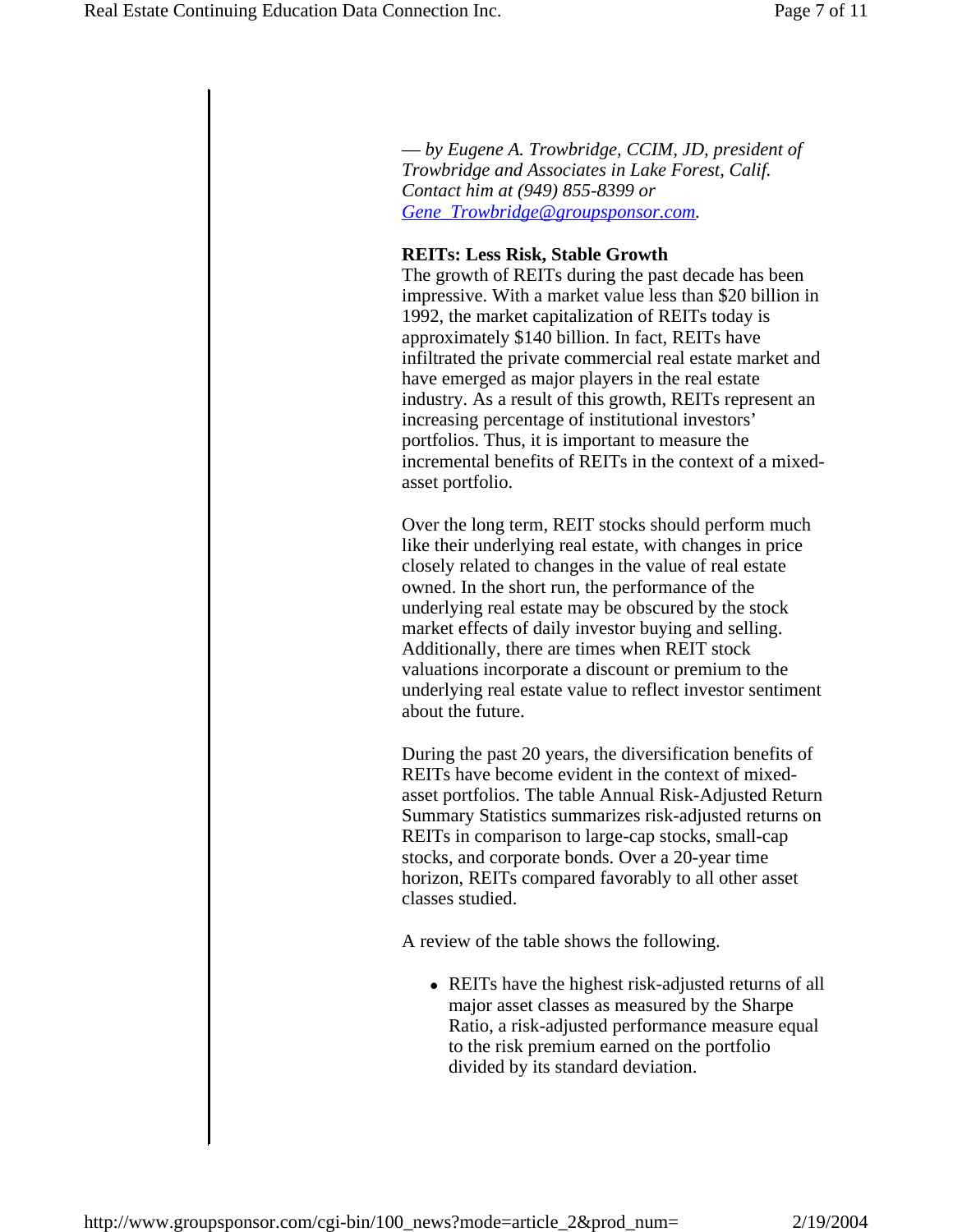*— by Eugene A. Trowbridge, CCIM, JD, president of Trowbridge and Associates in Lake Forest, Calif. Contact him at (949) 855-8399 or [Gene_Trowbridge@groupsponsor.com](mailto:Gene_Trowbridge@groupsponsor.com).*

**REITs: Less Risk, Stable Growth**

The growth of REITs during the past decade has been impressive. With a market value less than $20 billion in 1992, the market capitalization of REITs today is approximately $140 billion. In fact, REITs have infiltrated the private commercial real estate market and have emerged as major players in the real estate industry. As a result of this growth, REITs represent an increasing percentage of institutional investors' portfolios. Thus, it is important to measure the incremental benefits of REITs in the context of a mixed-asset portfolio.

Over the long term, REIT stocks should perform much like their underlying real estate, with changes in price closely related to changes in the value of real estate owned. In the short run, the performance of the underlying real estate may be obscured by the stock market effects of daily investor buying and selling. Additionally, there are times when REIT stock valuations incorporate a discount or premium to the underlying real estate value to reflect investor sentiment about the future.

During the past 20 years, the diversification benefits of REITs have become evident in the context of mixed-asset portfolios. The table Annual Risk-Adjusted Return Summary Statistics summarizes risk-adjusted returns on REITs in comparison to large-cap stocks, small-cap stocks, and corporate bonds. Over a 20-year time horizon, REITs compared favorably to all other asset classes studied.

A review of the table shows the following.

- REITs have the highest risk-adjusted returns of all major asset classes as measured by the Sharpe Ratio, a risk-adjusted performance measure equal to the risk premium earned on the portfolio divided by its standard deviation.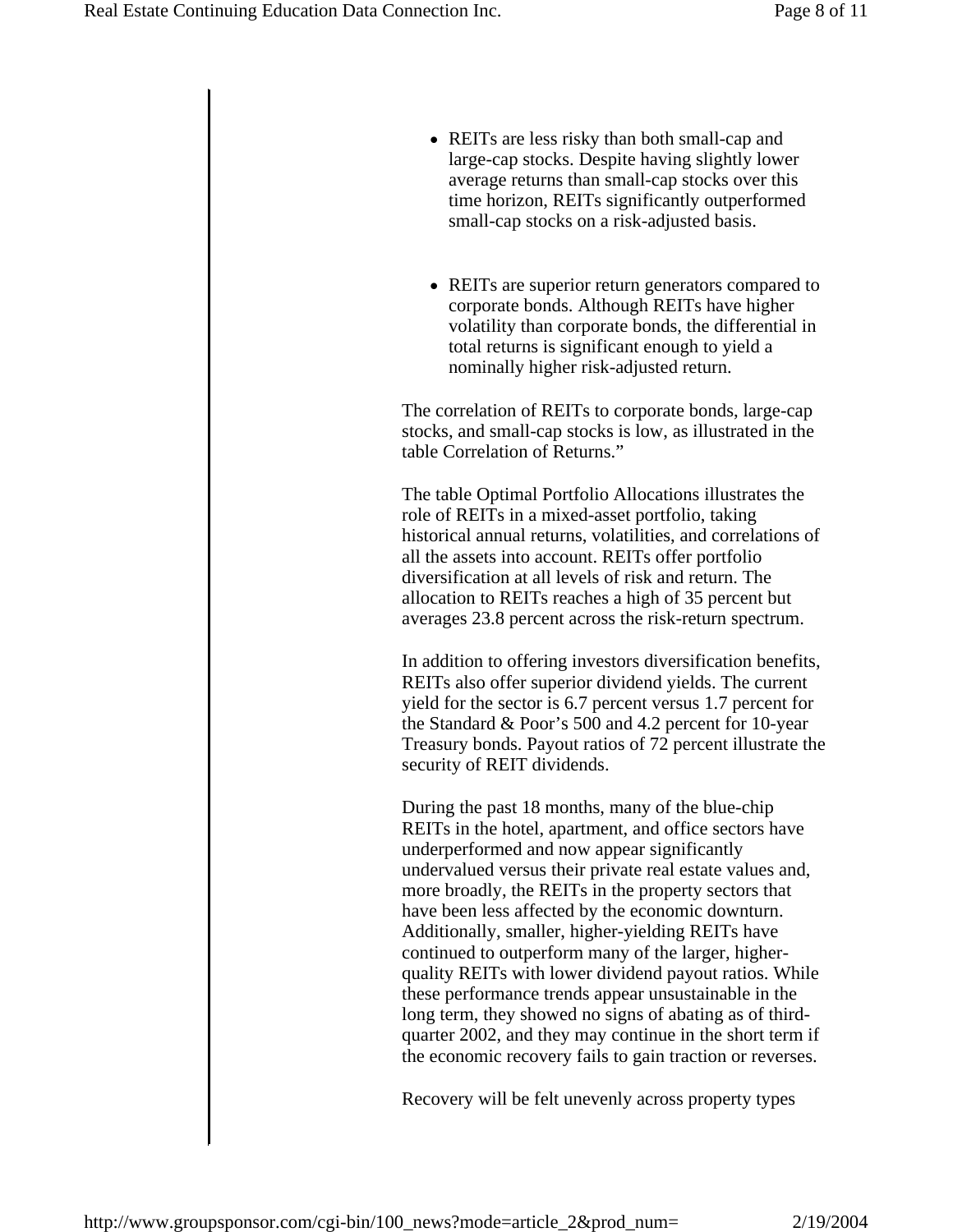- REITs are less risky than both small-cap and large-cap stocks. Despite having slightly lower average returns than small-cap stocks over this time horizon, REITs significantly outperformed small-cap stocks on a risk-adjusted basis.

- REITs are superior return generators compared to corporate bonds. Although REITs have higher volatility than corporate bonds, the differential in total returns is significant enough to yield a nominally higher risk-adjusted return.

The correlation of REITs to corporate bonds, large-cap stocks, and small-cap stocks is low, as illustrated in the table Correlation of Returns."

The table Optimal Portfolio Allocations illustrates the role of REITs in a mixed-asset portfolio, taking historical annual returns, volatilities, and correlations of all the assets into account. REITs offer portfolio diversification at all levels of risk and return. The allocation to REITs reaches a high of 35 percent but averages 23.8 percent across the risk-return spectrum.

In addition to offering investors diversification benefits, REITs also offer superior dividend yields. The current yield for the sector is 6.7 percent versus 1.7 percent for the Standard & Poor's 500 and 4.2 percent for 10-year Treasury bonds. Payout ratios of 72 percent illustrate the security of REIT dividends.

During the past 18 months, many of the blue-chip REITs in the hotel, apartment, and office sectors have underperformed and now appear significantly undervalued versus their private real estate values and, more broadly, the REITs in the property sectors that have been less affected by the economic downturn. Additionally, smaller, higher-yielding REITs have continued to outperform many of the larger, higher-quality REITs with lower dividend payout ratios. While these performance trends appear unsustainable in the long term, they showed no signs of abating as of third-quarter 2002, and they may continue in the short term if the economic recovery fails to gain traction or reverses.

Recovery will be felt unevenly across property types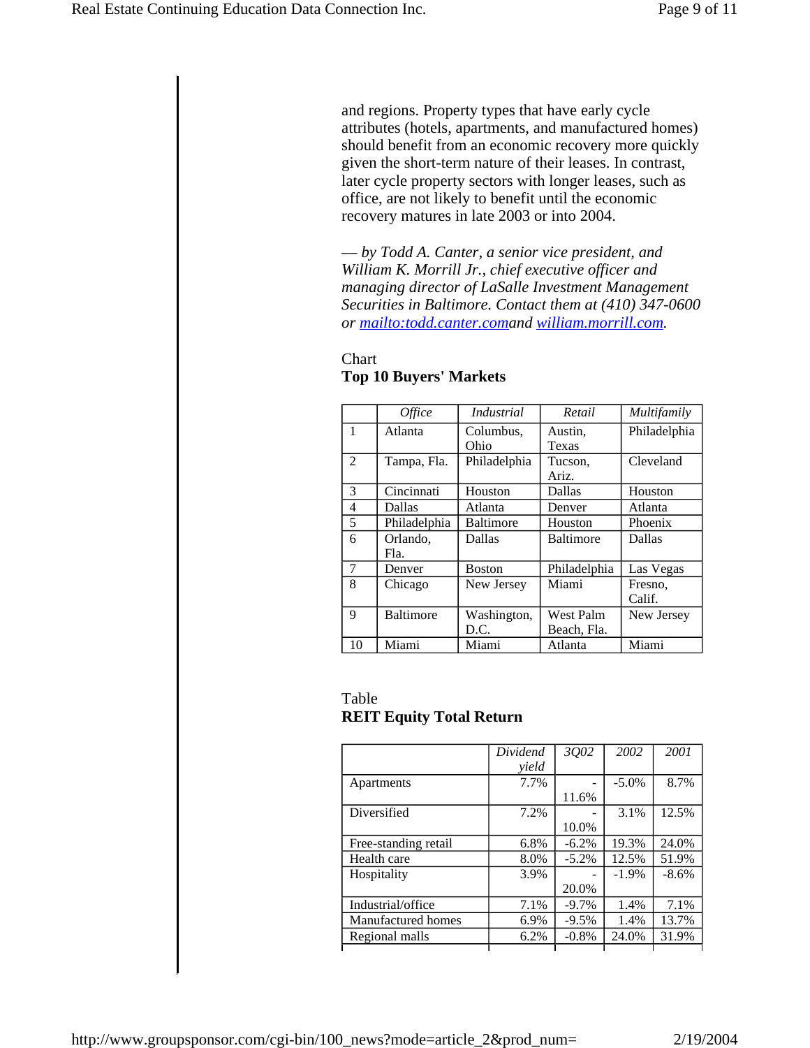and regions. Property types that have early cycle attributes (hotels, apartments, and manufactured homes) should benefit from an economic recovery more quickly given the short-term nature of their leases. In contrast, later cycle property sectors with longer leases, such as office, are not likely to benefit until the economic recovery matures in late 2003 or into 2004.

*— by Todd A. Canter, a senior vice president, and William K. Morrill Jr., chief executive officer and managing director of LaSalle Investment Management Securities in Baltimore. Contact them at (410) 347-0600 or [mailto:todd.canter.com](mailto:todd.canter.com)and [william.morrill.com](william.morrill.com).*

Chart
**Top 10 Buyers' Markets**

| | *Office* | *Industrial* | *Retail* | *Multifamily* |
|---|---|---|---|---|
| 1 | Atlanta | Columbus, Ohio | Austin, Texas | Philadelphia |
| 2 | Tampa, Fla. | Philadelphia | Tucson, Ariz. | Cleveland |
| 3 | Cincinnati | Houston | Dallas | Houston |
| 4 | Dallas | Atlanta | Denver | Atlanta |
| 5 | Philadelphia | Baltimore | Houston | Phoenix |
| 6 | Orlando, Fla. | Dallas | Baltimore | Dallas |
| 7 | Denver | Boston | Philadelphia | Las Vegas |
| 8 | Chicago | New Jersey | Miami | Fresno, Calif. |
| 9 | Baltimore | Washington, D.C. | West Palm Beach, Fla. | New Jersey |
| 10 | Miami | Miami | Atlanta | Miami |

Table
**REIT Equity Total Return**

| | *Dividend yield* | *3Q02* | *2002* | *2001* |
|---|---|---|---|---|
| Apartments | 7.7% | -11.6% | -5.0% | 8.7% |
| Diversified | 7.2% | -10.0% | 3.1% | 12.5% |
| Free-standing retail | 6.8% | -6.2% | 19.3% | 24.0% |
| Health care | 8.0% | -5.2% | 12.5% | 51.9% |
| Hospitality | 3.9% | -20.0% | -1.9% | -8.6% |
| Industrial/office | 7.1% | -9.7% | 1.4% | 7.1% |
| Manufactured homes | 6.9% | -9.5% | 1.4% | 13.7% |
| Regional malls | 6.2% | -0.8% | 24.0% | 31.9% |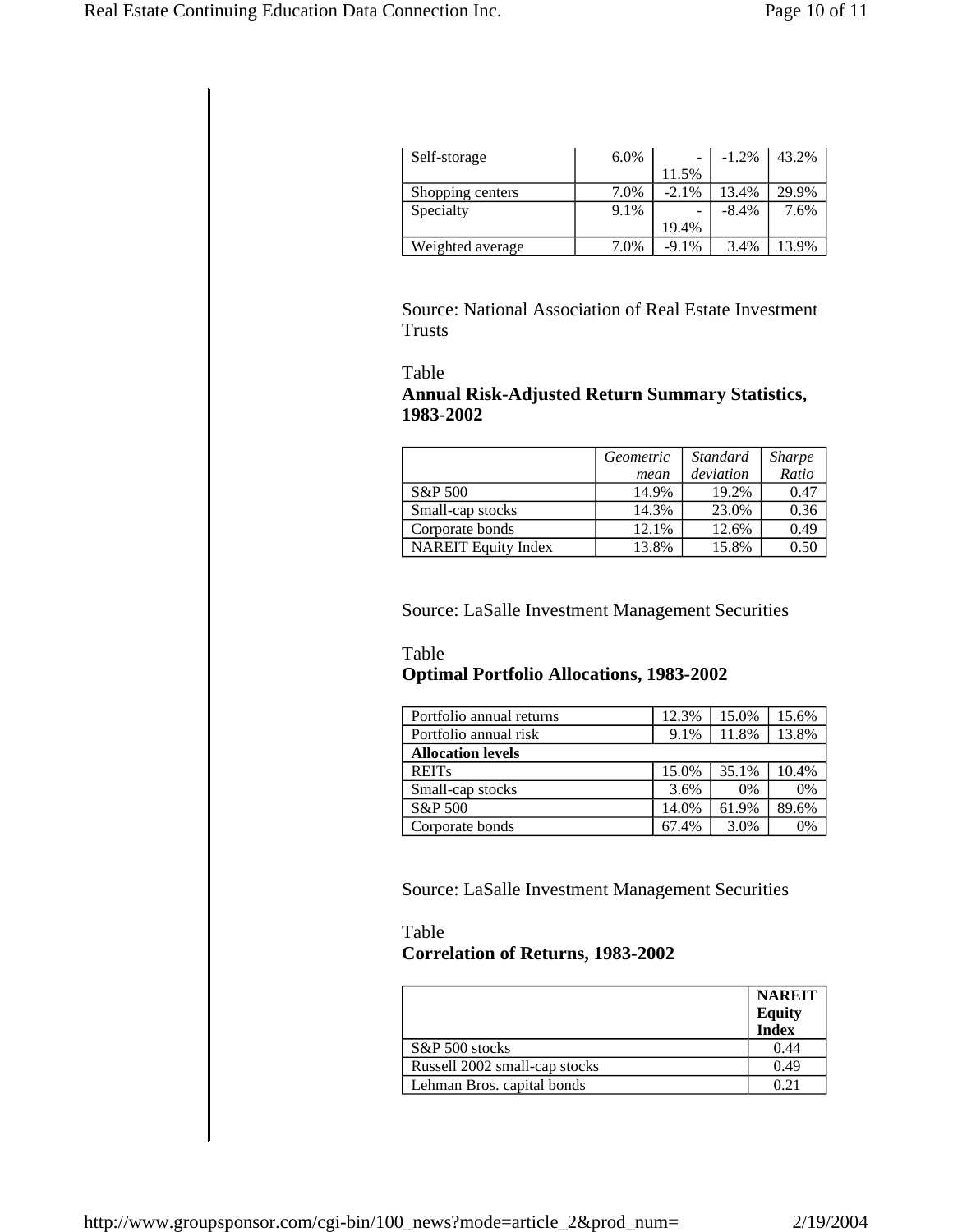| Self-storage | 6.0% | -11.5% | -1.2% | 43.2% |
|---|---|---|---|---|
| Shopping centers | 7.0% | -2.1% | 13.4% | 29.9% |
| Specialty | 9.1% | -19.4% | -8.4% | 7.6% |
| Weighted average | 7.0% | -9.1% | 3.4% | 13.9% |

Source: National Association of Real Estate Investment Trusts

Table
**Annual Risk-Adjusted Return Summary Statistics, 1983-2002**

| | *Geometric mean* | *Standard deviation* | *Sharpe Ratio* |
|---|---|---|---|
| S&P 500 | 14.9% | 19.2% | 0.47 |
| Small-cap stocks | 14.3% | 23.0% | 0.36 |
| Corporate bonds | 12.1% | 12.6% | 0.49 |
| NAREIT Equity Index | 13.8% | 15.8% | 0.50 |

Source: LaSalle Investment Management Securities

Table
**Optimal Portfolio Allocations, 1983-2002**

| Portfolio annual returns | 12.3% | 15.0% | 15.6% |
|---|---|---|---|
| Portfolio annual risk | 9.1% | 11.8% | 13.8% |
| **Allocation levels** | | | |
| REITs | 15.0% | 35.1% | 10.4% |
| Small-cap stocks | 3.6% | 0% | 0% |
| S&P 500 | 14.0% | 61.9% | 89.6% |
| Corporate bonds | 67.4% | 3.0% | 0% |

Source: LaSalle Investment Management Securities

Table
**Correlation of Returns, 1983-2002**

| | **NAREIT Equity Index** |
|---|---|
| S&P 500 stocks | 0.44 |
| Russell 2002 small-cap stocks | 0.49 |
| Lehman Bros. capital bonds | 0.21 |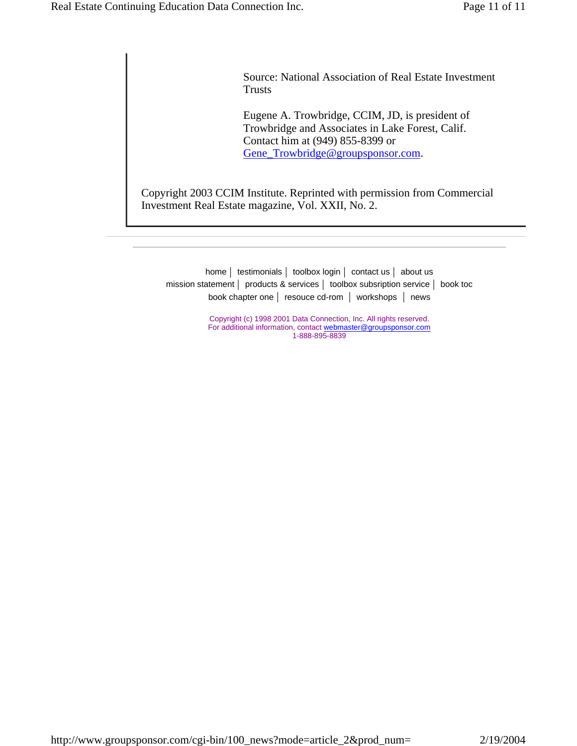Source: National Association of Real Estate Investment Trusts

Eugene A. Trowbridge, CCIM, JD, is president of Trowbridge and Associates in Lake Forest, Calif. Contact him at (949) 855-8399 or Gene_Trowbridge@groupsponsor.com.

Copyright 2003 CCIM Institute. Reprinted with permission from Commercial Investment Real Estate magazine, Vol. XXII, No. 2.

---

home | testimonials | toolbox login | contact us | about us
mission statement | products & services | toolbox subsription service | book toc
book chapter one | resouce cd-rom | workshops | news

Copyright (c) 1998 2001 Data Connection, Inc. All rights reserved.
For additional information, contact webmaster@groupsponsor.com
1-888-895-8839